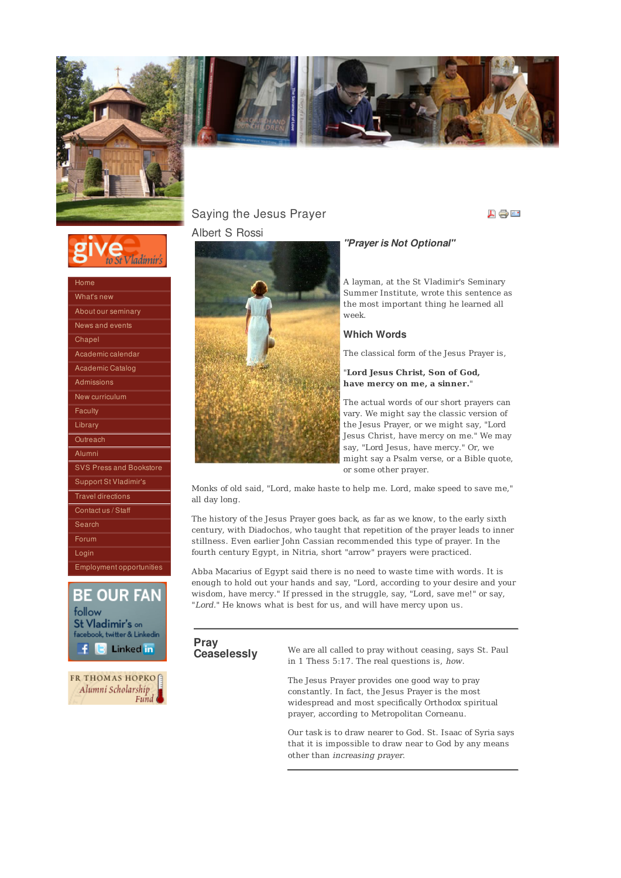# Saying the Jesus Prayer

Albert S Rossi

### *"Prayer is Not Optional"*

A layman, at the St Vladimir's Seminary Summer Institute, wrote this sentence as the most important thing he learned all week.

### Which Words

The classical form of the Jesus Prayer is,

"**Lord Jesus Christ, Son of God, have mercy on me, a sinner.**"

The actual words of our short prayers can vary. We might say the classic version of the Jesus Prayer, or we might say, "Lord Jesus Christ, have mercy on me." We may say, "Lord Jesus, have mercy." Or, we might say a Psalm verse, or a Bible quote, or some other prayer.

Monks of old said, "Lord, make haste to help me. Lord, make speed to save me," all day long.

The history of the Jesus Prayer goes back, as far as we know, to the early sixth century, with Diadochos, who taught that repetition of the prayer leads to inner stillness. Even earlier John Cassian recommended this type of prayer. In the fourth century Egypt, in Nitria, short "arrow" prayers were practiced.

Abba Macarius of Egypt said there is no need to waste time with words. It is enough to hold out your hands and say, "Lord, according to your desire and your wisdom, have mercy." If pressed in the struggle, say, "Lord, save me!" or say, "*Lord*." He knows what is best for us, and will have mercy upon us.

---

### Pray Ceaselessly

We are all called to pray without ceasing, says St. Paul in 1 Thess 5:17. The real questions is, *how*.

The Jesus Prayer provides one good way to pray constantly. In fact, the Jesus Prayer is the most widespread and most specifically Orthodox spiritual prayer, according to Metropolitan Corneanu.

Our task is to draw nearer to God. St. Isaac of Syria says that it is impossible to draw near to God by any means other than *increasing prayer*.

---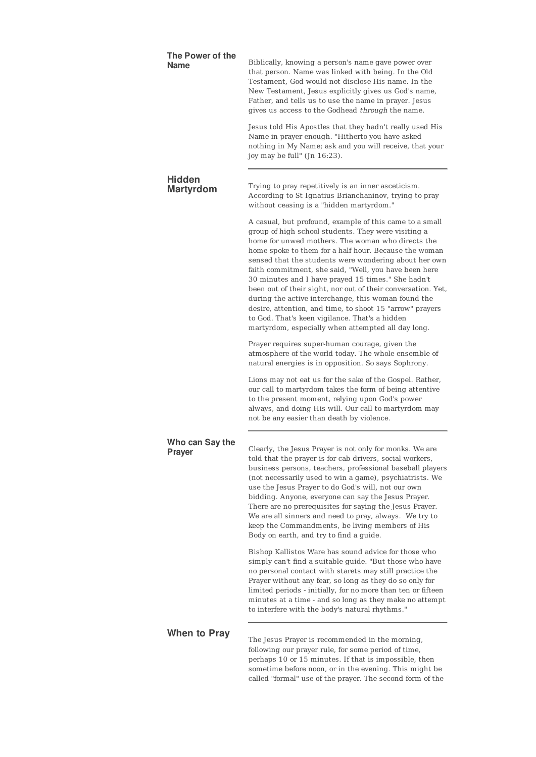## The Power of the Name

Biblically, knowing a person's name gave power over that person. Name was linked with being. In the Old Testament, God would not disclose His name. In the New Testament, Jesus explicitly gives us God's name, Father, and tells us to use the name in prayer. Jesus gives us access to the Godhead *through* the name.

Jesus told His Apostles that they hadn't really used His Name in prayer enough. "Hitherto you have asked nothing in My Name; ask and you will receive, that your joy may be full" (Jn 16:23).

---

## Hidden Martyrdom

Trying to pray repetitively is an inner asceticism. According to St Ignatius Brianchaninov, trying to pray without ceasing is a "hidden martyrdom."

A casual, but profound, example of this came to a small group of high school students. They were visiting a home for unwed mothers. The woman who directs the home spoke to them for a half hour. Because the woman sensed that the students were wondering about her own faith commitment, she said, "Well, you have been here 30 minutes and I have prayed 15 times." She hadn't been out of their sight, nor out of their conversation. Yet, during the active interchange, this woman found the desire, attention, and time, to shoot 15 "arrow" prayers to God. That's keen vigilance. That's a hidden martyrdom, especially when attempted all day long.

Prayer requires super-human courage, given the atmosphere of the world today. The whole ensemble of natural energies is in opposition. So says Sophrony.

Lions may not eat us for the sake of the Gospel. Rather, our call to martyrdom takes the form of being attentive to the present moment, relying upon God's power always, and doing His will. Our call to martyrdom may not be any easier than death by violence.

---

## Who can Say the Prayer

Clearly, the Jesus Prayer is not only for monks. We are told that the prayer is for cab drivers, social workers, business persons, teachers, professional baseball players (not necessarily used to win a game), psychiatrists. We use the Jesus Prayer to do God's will, not our own bidding. Anyone, everyone can say the Jesus Prayer. There are no prerequisites for saying the Jesus Prayer. We are all sinners and need to pray, always. We try to keep the Commandments, be living members of His Body on earth, and try to find a guide.

Bishop Kallistos Ware has sound advice for those who simply can't find a suitable guide. "But those who have no personal contact with starets may still practice the Prayer without any fear, so long as they do so only for limited periods - initially, for no more than ten or fifteen minutes at a time - and so long as they make no attempt to interfere with the body's natural rhythms."

---

## When to Pray

The Jesus Prayer is recommended in the morning, following our prayer rule, for some period of time, perhaps 10 or 15 minutes. If that is impossible, then sometime before noon, or in the evening. This might be called "formal" use of the prayer. The second form of the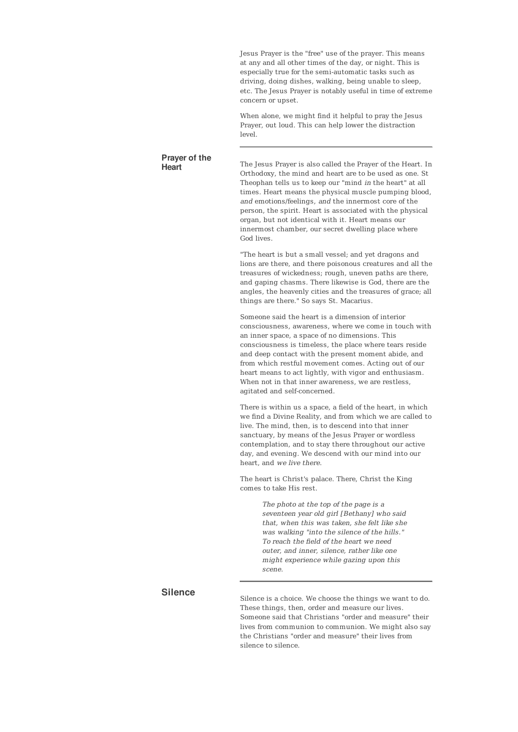Jesus Prayer is the "free" use of the prayer. This means at any and all other times of the day, or night. This is especially true for the semi-automatic tasks such as driving, doing dishes, walking, being unable to sleep, etc. The Jesus Prayer is notably useful in time of extreme concern or upset.

When alone, we might find it helpful to pray the Jesus Prayer, out loud. This can help lower the distraction level.

---

## Prayer of the Heart

The Jesus Prayer is also called the Prayer of the Heart. In Orthodoxy, the mind and heart are to be used as one. St Theophan tells us to keep our "mind *in* the heart" at all times. Heart means the physical muscle pumping blood, *and* emotions/feelings, *and* the innermost core of the person, the spirit. Heart is associated with the physical organ, but not identical with it. Heart means our innermost chamber, our secret dwelling place where God lives.

"The heart is but a small vessel; and yet dragons and lions are there, and there poisonous creatures and all the treasures of wickedness; rough, uneven paths are there, and gaping chasms. There likewise is God, there are the angles, the heavenly cities and the treasures of grace; all things are there." So says St. Macarius.

Someone said the heart is a dimension of interior consciousness, awareness, where we come in touch with an inner space, a space of no dimensions. This consciousness is timeless, the place where tears reside and deep contact with the present moment abide, and from which restful movement comes. Acting out of our heart means to act lightly, with vigor and enthusiasm. When not in that inner awareness, we are restless, agitated and self-concerned.

There is within us a space, a field of the heart, in which we find a Divine Reality, and from which we are called to live. The mind, then, is to descend into that inner sanctuary, by means of the Jesus Prayer or wordless contemplation, and to stay there throughout our active day, and evening. We descend with our mind into our heart, and *we live there*.

The heart is Christ's palace. There, Christ the King comes to take His rest.

> *The photo at the top of the page is a seventeen year old girl [Bethany] who said that, when this was taken, she felt like she was walking "into the silence of the hills." To reach the field of the heart we need outer, and inner, silence, rather like one might experience while gazing upon this scene.*

---

## Silence

Silence is a choice. We choose the things we want to do. These things, then, order and measure our lives. Someone said that Christians "order and measure" their lives from communion to communion. We might also say the Christians "order and measure" their lives from silence to silence.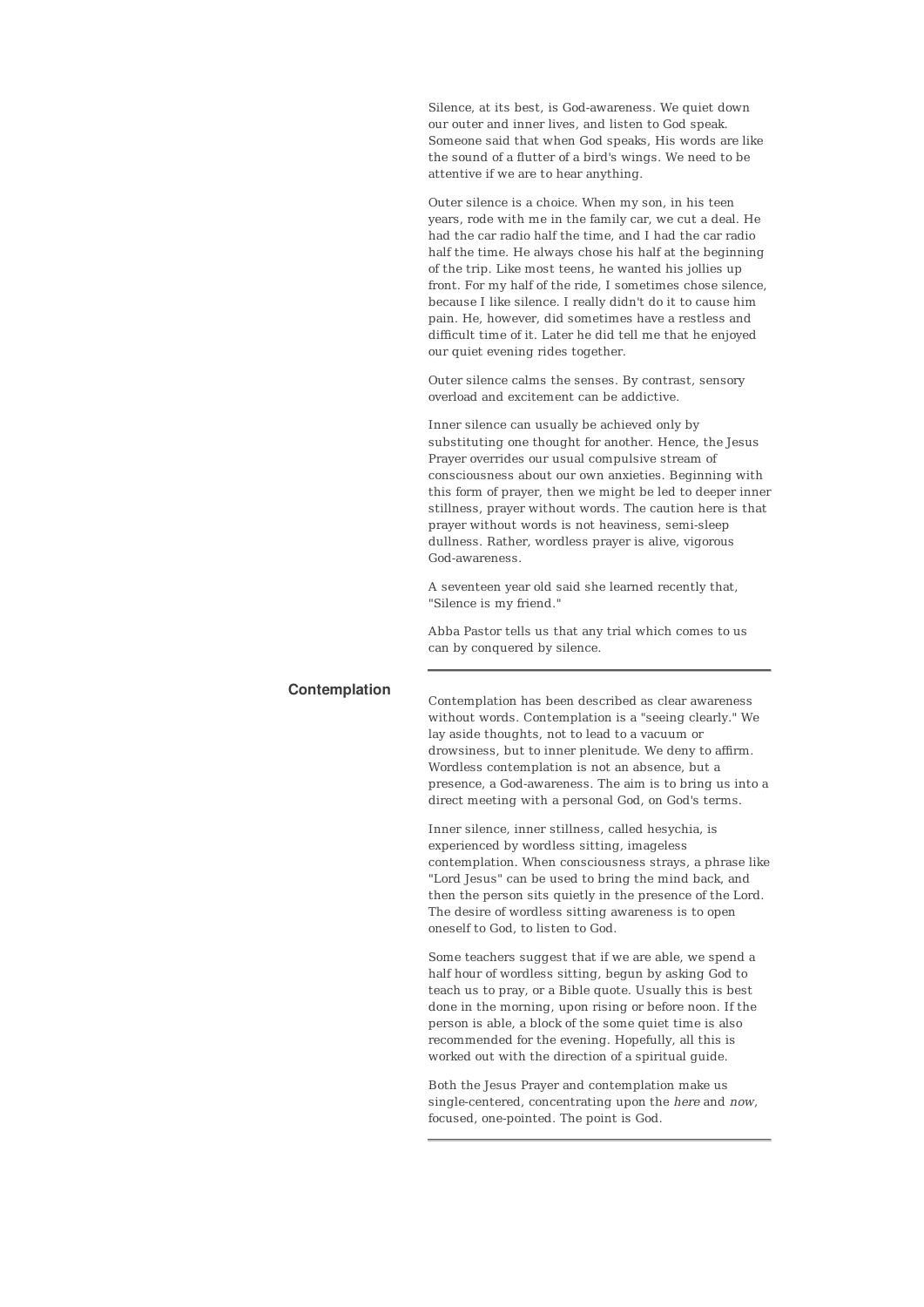Silence, at its best, is God-awareness. We quiet down our outer and inner lives, and listen to God speak. Someone said that when God speaks, His words are like the sound of a flutter of a bird's wings. We need to be attentive if we are to hear anything.

Outer silence is a choice. When my son, in his teen years, rode with me in the family car, we cut a deal. He had the car radio half the time, and I had the car radio half the time. He always chose his half at the beginning of the trip. Like most teens, he wanted his jollies up front. For my half of the ride, I sometimes chose silence, because I like silence. I really didn't do it to cause him pain. He, however, did sometimes have a restless and difficult time of it. Later he did tell me that he enjoyed our quiet evening rides together.

Outer silence calms the senses. By contrast, sensory overload and excitement can be addictive.

Inner silence can usually be achieved only by substituting one thought for another. Hence, the Jesus Prayer overrides our usual compulsive stream of consciousness about our own anxieties. Beginning with this form of prayer, then we might be led to deeper inner stillness, prayer without words. The caution here is that prayer without words is not heaviness, semi-sleep dullness. Rather, wordless prayer is alive, vigorous God-awareness.

A seventeen year old said she learned recently that, "Silence is my friend."

Abba Pastor tells us that any trial which comes to us can by conquered by silence.

---

## Contemplation

Contemplation has been described as clear awareness without words. Contemplation is a "seeing clearly." We lay aside thoughts, not to lead to a vacuum or drowsiness, but to inner plenitude. We deny to affirm. Wordless contemplation is not an absence, but a presence, a God-awareness. The aim is to bring us into a direct meeting with a personal God, on God's terms.

Inner silence, inner stillness, called hesychia, is experienced by wordless sitting, imageless contemplation. When consciousness strays, a phrase like "Lord Jesus" can be used to bring the mind back, and then the person sits quietly in the presence of the Lord. The desire of wordless sitting awareness is to open oneself to God, to listen to God.

Some teachers suggest that if we are able, we spend a half hour of wordless sitting, begun by asking God to teach us to pray, or a Bible quote. Usually this is best done in the morning, upon rising or before noon. If the person is able, a block of the some quiet time is also recommended for the evening. Hopefully, all this is worked out with the direction of a spiritual guide.

Both the Jesus Prayer and contemplation make us single-centered, concentrating upon the *here* and *now*, focused, one-pointed. The point is God.

---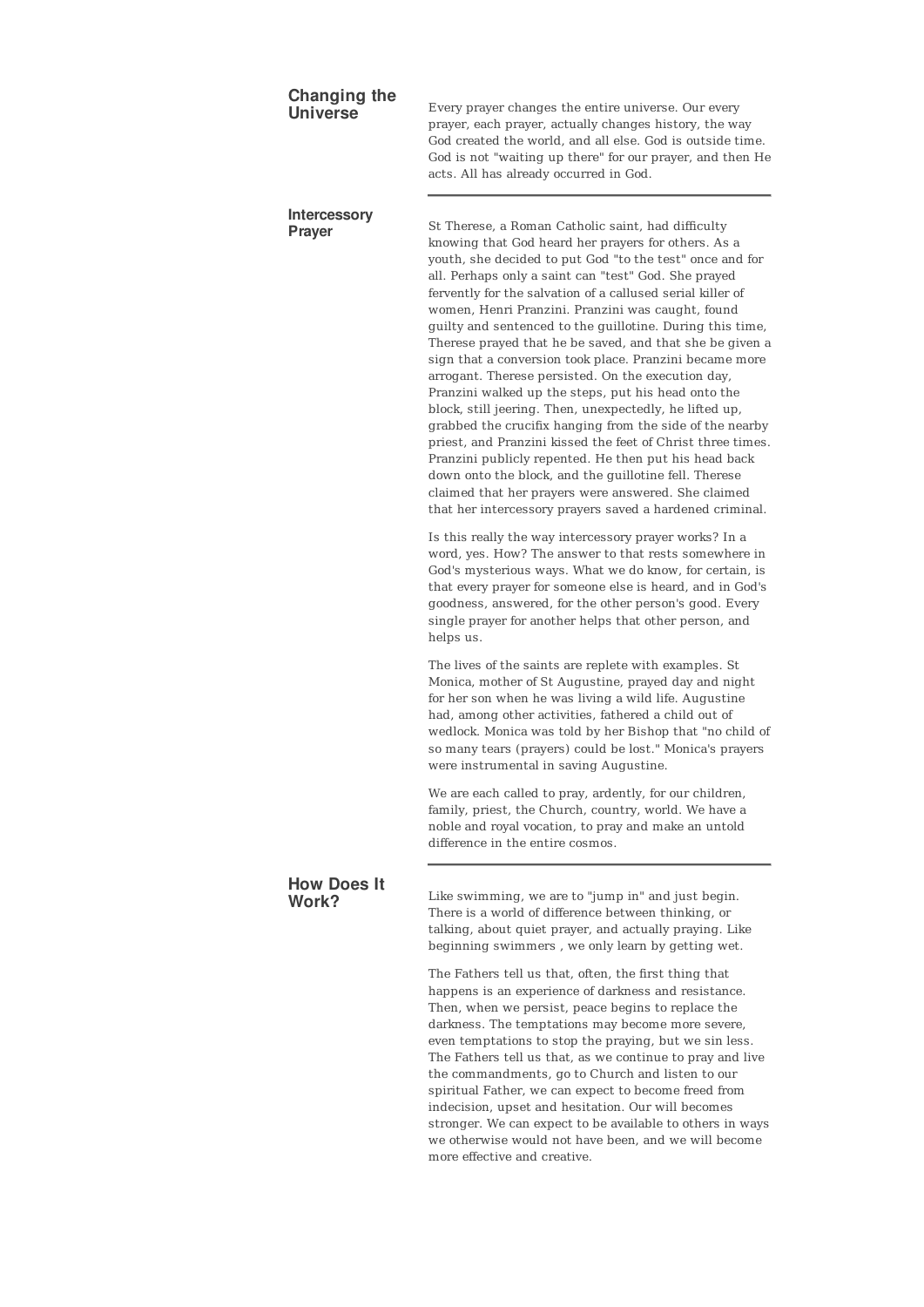## Changing the Universe

Every prayer changes the entire universe. Our every prayer, each prayer, actually changes history, the way God created the world, and all else. God is outside time. God is not "waiting up there" for our prayer, and then He acts. All has already occurred in God.

---

## Intercessory Prayer

St Therese, a Roman Catholic saint, had difficulty knowing that God heard her prayers for others. As a youth, she decided to put God "to the test" once and for all. Perhaps only a saint can "test" God. She prayed fervently for the salvation of a callused serial killer of women, Henri Pranzini. Pranzini was caught, found guilty and sentenced to the guillotine. During this time, Therese prayed that he be saved, and that she be given a sign that a conversion took place. Pranzini became more arrogant. Therese persisted. On the execution day, Pranzini walked up the steps, put his head onto the block, still jeering. Then, unexpectedly, he lifted up, grabbed the crucifix hanging from the side of the nearby priest, and Pranzini kissed the feet of Christ three times. Pranzini publicly repented. He then put his head back down onto the block, and the guillotine fell. Therese claimed that her prayers were answered. She claimed that her intercessory prayers saved a hardened criminal.

Is this really the way intercessory prayer works? In a word, yes. How? The answer to that rests somewhere in God's mysterious ways. What we do know, for certain, is that every prayer for someone else is heard, and in God's goodness, answered, for the other person's good. Every single prayer for another helps that other person, and helps us.

The lives of the saints are replete with examples. St Monica, mother of St Augustine, prayed day and night for her son when he was living a wild life. Augustine had, among other activities, fathered a child out of wedlock. Monica was told by her Bishop that "no child of so many tears (prayers) could be lost." Monica's prayers were instrumental in saving Augustine.

We are each called to pray, ardently, for our children, family, priest, the Church, country, world. We have a noble and royal vocation, to pray and make an untold difference in the entire cosmos.

---

## How Does It Work?

Like swimming, we are to "jump in" and just begin. There is a world of difference between thinking, or talking, about quiet prayer, and actually praying. Like beginning swimmers , we only learn by getting wet.

The Fathers tell us that, often, the first thing that happens is an experience of darkness and resistance. Then, when we persist, peace begins to replace the darkness. The temptations may become more severe, even temptations to stop the praying, but we sin less. The Fathers tell us that, as we continue to pray and live the commandments, go to Church and listen to our spiritual Father, we can expect to become freed from indecision, upset and hesitation. Our will becomes stronger. We can expect to be available to others in ways we otherwise would not have been, and we will become more effective and creative.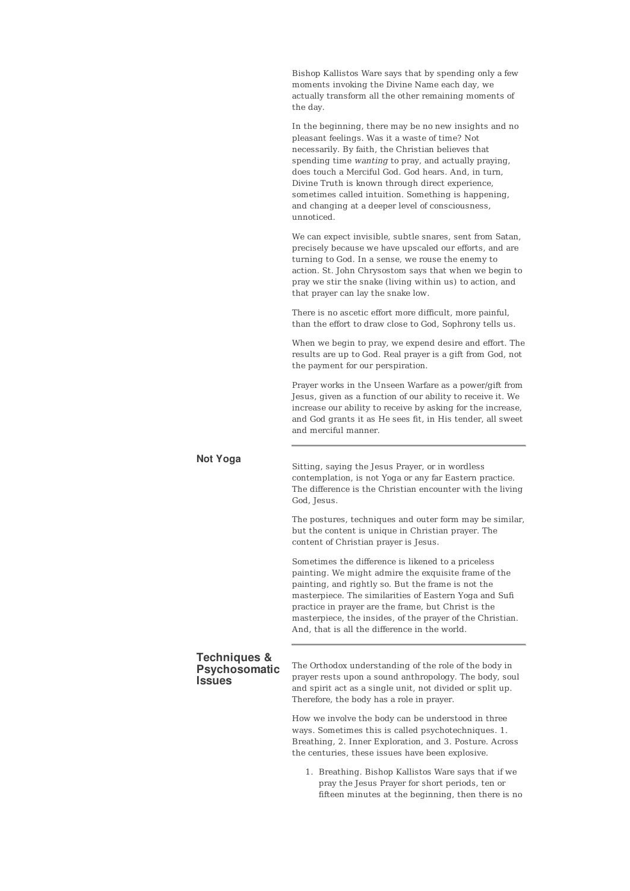Bishop Kallistos Ware says that by spending only a few moments invoking the Divine Name each day, we actually transform all the other remaining moments of the day.

In the beginning, there may be no new insights and no pleasant feelings. Was it a waste of time? Not necessarily. By faith, the Christian believes that spending time *wanting* to pray, and actually praying, does touch a Merciful God. God hears. And, in turn, Divine Truth is known through direct experience, sometimes called intuition. Something is happening, and changing at a deeper level of consciousness, unnoticed.

We can expect invisible, subtle snares, sent from Satan, precisely because we have upscaled our efforts, and are turning to God. In a sense, we rouse the enemy to action. St. John Chrysostom says that when we begin to pray we stir the snake (living within us) to action, and that prayer can lay the snake low.

There is no ascetic effort more difficult, more painful, than the effort to draw close to God, Sophrony tells us.

When we begin to pray, we expend desire and effort. The results are up to God. Real prayer is a gift from God, not the payment for our perspiration.

Prayer works in the Unseen Warfare as a power/gift from Jesus, given as a function of our ability to receive it. We increase our ability to receive by asking for the increase, and God grants it as He sees fit, in His tender, all sweet and merciful manner.

---

## Not Yoga

Sitting, saying the Jesus Prayer, or in wordless contemplation, is not Yoga or any far Eastern practice. The difference is the Christian encounter with the living God, Jesus.

The postures, techniques and outer form may be similar, but the content is unique in Christian prayer. The content of Christian prayer is Jesus.

Sometimes the difference is likened to a priceless painting. We might admire the exquisite frame of the painting, and rightly so. But the frame is not the masterpiece. The similarities of Eastern Yoga and Sufi practice in prayer are the frame, but Christ is the masterpiece, the insides, of the prayer of the Christian. And, that is all the difference in the world.

---

## Techniques & Psychosomatic Issues

The Orthodox understanding of the role of the body in prayer rests upon a sound anthropology. The body, soul and spirit act as a single unit, not divided or split up. Therefore, the body has a role in prayer.

How we involve the body can be understood in three ways. Sometimes this is called psychotechniques. 1. Breathing, 2. Inner Exploration, and 3. Posture. Across the centuries, these issues have been explosive.

1. Breathing. Bishop Kallistos Ware says that if we pray the Jesus Prayer for short periods, ten or fifteen minutes at the beginning, then there is no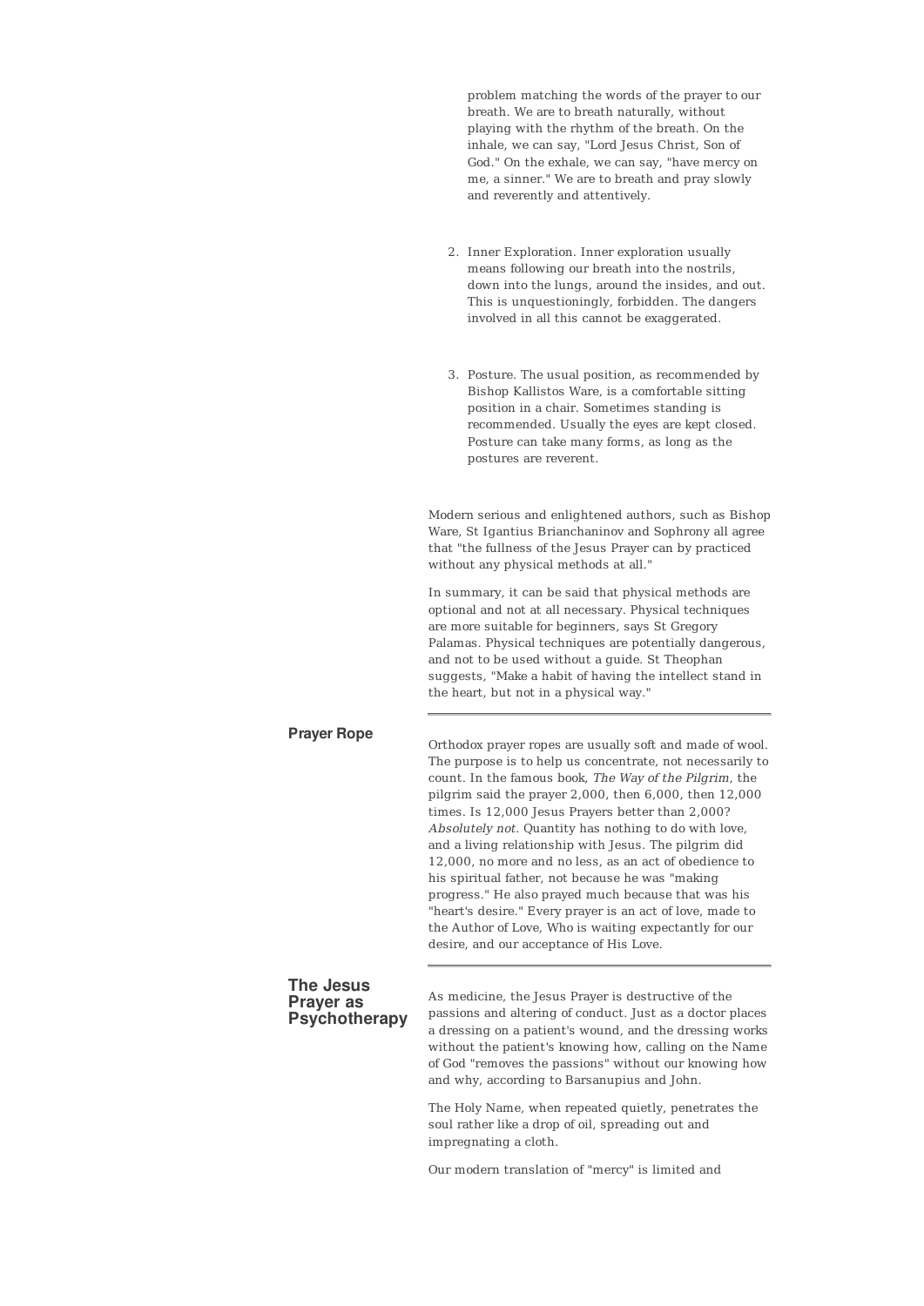problem matching the words of the prayer to our breath. We are to breath naturally, without playing with the rhythm of the breath. On the inhale, we can say, "Lord Jesus Christ, Son of God." On the exhale, we can say, "have mercy on me, a sinner." We are to breath and pray slowly and reverently and attentively.

2. Inner Exploration. Inner exploration usually means following our breath into the nostrils, down into the lungs, around the insides, and out. This is unquestioningly, forbidden. The dangers involved in all this cannot be exaggerated.

3. Posture. The usual position, as recommended by Bishop Kallistos Ware, is a comfortable sitting position in a chair. Sometimes standing is recommended. Usually the eyes are kept closed. Posture can take many forms, as long as the postures are reverent.

Modern serious and enlightened authors, such as Bishop Ware, St Igantius Brianchaninov and Sophrony all agree that "the fullness of the Jesus Prayer can by practiced without any physical methods at all."

In summary, it can be said that physical methods are optional and not at all necessary. Physical techniques are more suitable for beginners, says St Gregory Palamas. Physical techniques are potentially dangerous, and not to be used without a guide. St Theophan suggests, "Make a habit of having the intellect stand in the heart, but not in a physical way."

---

## Prayer Rope

Orthodox prayer ropes are usually soft and made of wool. The purpose is to help us concentrate, not necessarily to count. In the famous book, *The Way of the Pilgrim*, the pilgrim said the prayer 2,000, then 6,000, then 12,000 times. Is 12,000 Jesus Prayers better than 2,000? *Absolutely not.* Quantity has nothing to do with love, and a living relationship with Jesus. The pilgrim did 12,000, no more and no less, as an act of obedience to his spiritual father, not because he was "making progress." He also prayed much because that was his "heart's desire." Every prayer is an act of love, made to the Author of Love, Who is waiting expectantly for our desire, and our acceptance of His Love.

---

## The Jesus Prayer as Psychotherapy

As medicine, the Jesus Prayer is destructive of the passions and altering of conduct. Just as a doctor places a dressing on a patient's wound, and the dressing works without the patient's knowing how, calling on the Name of God "removes the passions" without our knowing how and why, according to Barsanupius and John.

The Holy Name, when repeated quietly, penetrates the soul rather like a drop of oil, spreading out and impregnating a cloth.

Our modern translation of "mercy" is limited and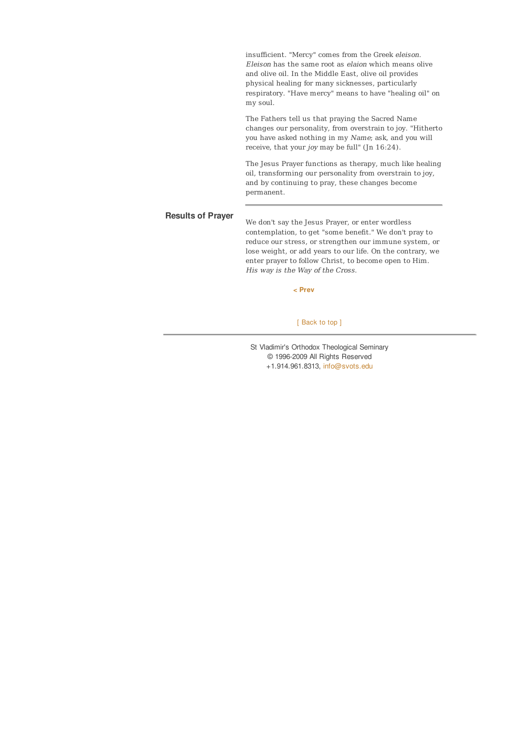insufficient. "Mercy" comes from the Greek *eleison*. *Eleison* has the same root as *elaion* which means olive and olive oil. In the Middle East, olive oil provides physical healing for many sicknesses, particularly respiratory. "Have mercy" means to have "healing oil" on my soul.

The Fathers tell us that praying the Sacred Name changes our personality, from overstrain to joy. "Hitherto you have asked nothing in my *Name*; ask, and you will receive, that your *joy* may be full" (Jn 16:24).

The Jesus Prayer functions as therapy, much like healing oil, transforming our personality from overstrain to joy, and by continuing to pray, these changes become permanent.

---

## Results of Prayer

We don't say the Jesus Prayer, or enter wordless contemplation, to get "some benefit." We don't pray to reduce our stress, or strengthen our immune system, or lose weight, or add years to our life. On the contrary, we enter prayer to follow Christ, to become open to Him. *His way is the Way of the Cross.*

**< Prev**

[ Back to top ]

---

St Vladimir's Orthodox Theological Seminary
© 1996-2009 All Rights Reserved
+1.914.961.8313, info@svots.edu